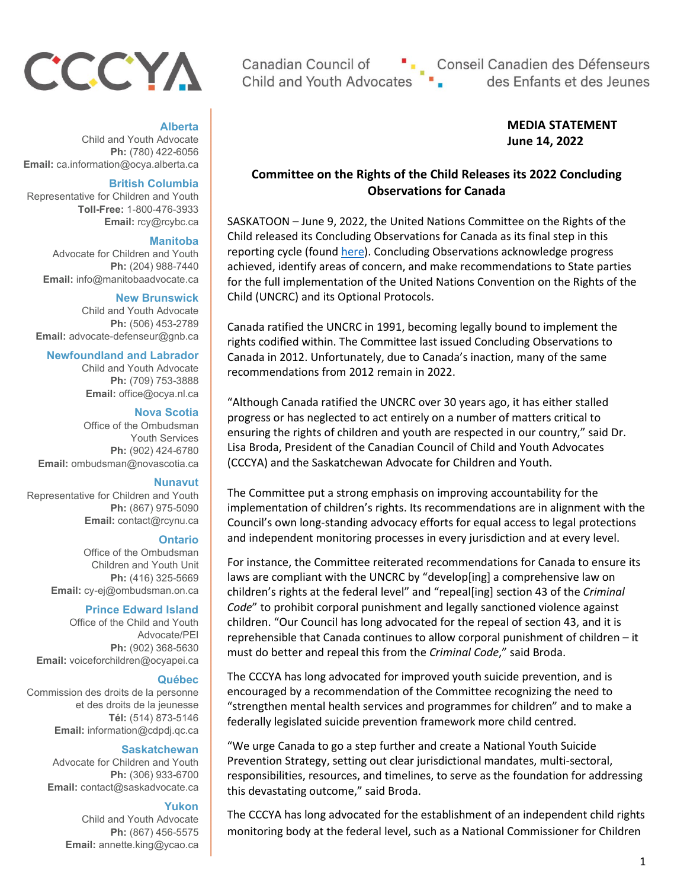CCCYA

Canadian Council of Child and Youth Advocates

Conseil Canadien des Défenseurs des Enfants et des Jeunes

**Alberta**
Child and Youth Advocate
**Ph:** (780) 422-6056
**Email:** ca.information@ocya.alberta.ca

**British Columbia**
Representative for Children and Youth
**Toll-Free:** 1-800-476-3933
**Email:** rcy@rcybc.ca

**Manitoba**
Advocate for Children and Youth
**Ph:** (204) 988-7440
**Email:** info@manitobaadvocate.ca

**New Brunswick**
Child and Youth Advocate
**Ph:** (506) 453-2789
**Email:** advocate-defenseur@gnb.ca

**Newfoundland and Labrador**
Child and Youth Advocate
**Ph:** (709) 753-3888
**Email:** office@ocya.nl.ca

**Nova Scotia**
Office of the Ombudsman Youth Services
**Ph:** (902) 424-6780
**Email:** ombudsman@novascotia.ca

**Nunavut**
Representative for Children and Youth
**Ph:** (867) 975-5090
**Email:** contact@rcynu.ca

**Ontario**
Office of the Ombudsman Children and Youth Unit
**Ph:** (416) 325-5669
**Email:** cy-ej@ombudsman.on.ca

**Prince Edward Island**
Office of the Child and Youth Advocate/PEI
**Ph:** (902) 368-5630
**Email:** voiceforchildren@ocyapei.ca

**Québec**
Commission des droits de la personne et des droits de la jeunesse
**Tél:** (514) 873-5146
**Email:** information@cdpdj.qc.ca

**Saskatchewan**
Advocate for Children and Youth
**Ph:** (306) 933-6700
**Email:** contact@saskadvocate.ca

**Yukon**
Child and Youth Advocate
**Ph:** (867) 456-5575
**Email:** annette.king@ycao.ca

**MEDIA STATEMENT**
**June 14, 2022**

## Committee on the Rights of the Child Releases its 2022 Concluding Observations for Canada

SASKATOON – June 9, 2022, the United Nations Committee on the Rights of the Child released its Concluding Observations for Canada as its final step in this reporting cycle (found here). Concluding Observations acknowledge progress achieved, identify areas of concern, and make recommendations to State parties for the full implementation of the United Nations Convention on the Rights of the Child (UNCRC) and its Optional Protocols.

Canada ratified the UNCRC in 1991, becoming legally bound to implement the rights codified within. The Committee last issued Concluding Observations to Canada in 2012. Unfortunately, due to Canada's inaction, many of the same recommendations from 2012 remain in 2022.

"Although Canada ratified the UNCRC over 30 years ago, it has either stalled progress or has neglected to act entirely on a number of matters critical to ensuring the rights of children and youth are respected in our country," said Dr. Lisa Broda, President of the Canadian Council of Child and Youth Advocates (CCCYA) and the Saskatchewan Advocate for Children and Youth.

The Committee put a strong emphasis on improving accountability for the implementation of children's rights. Its recommendations are in alignment with the Council's own long-standing advocacy efforts for equal access to legal protections and independent monitoring processes in every jurisdiction and at every level.

For instance, the Committee reiterated recommendations for Canada to ensure its laws are compliant with the UNCRC by "develop[ing] a comprehensive law on children's rights at the federal level" and "repeal[ing] section 43 of the *Criminal Code*" to prohibit corporal punishment and legally sanctioned violence against children. "Our Council has long advocated for the repeal of section 43, and it is reprehensible that Canada continues to allow corporal punishment of children – it must do better and repeal this from the *Criminal Code*," said Broda.

The CCCYA has long advocated for improved youth suicide prevention, and is encouraged by a recommendation of the Committee recognizing the need to "strengthen mental health services and programmes for children" and to make a federally legislated suicide prevention framework more child centred.

"We urge Canada to go a step further and create a National Youth Suicide Prevention Strategy, setting out clear jurisdictional mandates, multi-sectoral, responsibilities, resources, and timelines, to serve as the foundation for addressing this devastating outcome," said Broda.

The CCCYA has long advocated for the establishment of an independent child rights monitoring body at the federal level, such as a National Commissioner for Children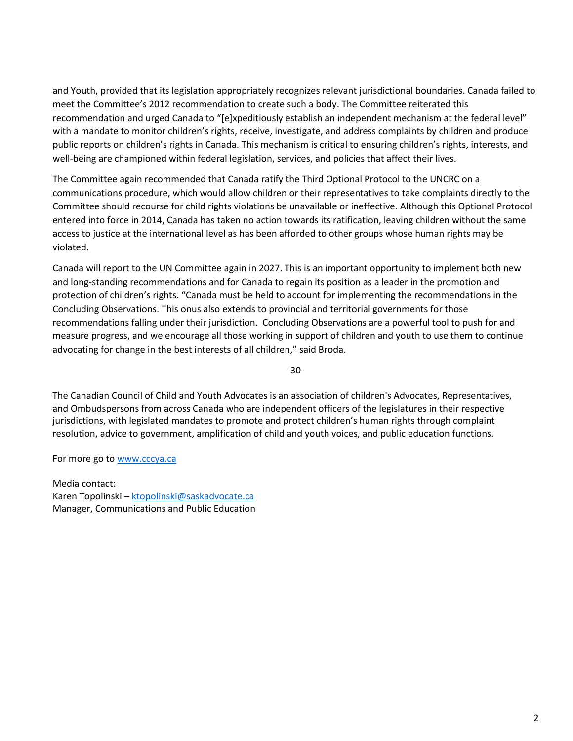and Youth, provided that its legislation appropriately recognizes relevant jurisdictional boundaries. Canada failed to meet the Committee's 2012 recommendation to create such a body. The Committee reiterated this recommendation and urged Canada to "[e]xpeditiously establish an independent mechanism at the federal level" with a mandate to monitor children's rights, receive, investigate, and address complaints by children and produce public reports on children's rights in Canada. This mechanism is critical to ensuring children's rights, interests, and well-being are championed within federal legislation, services, and policies that affect their lives.

The Committee again recommended that Canada ratify the Third Optional Protocol to the UNCRC on a communications procedure, which would allow children or their representatives to take complaints directly to the Committee should recourse for child rights violations be unavailable or ineffective. Although this Optional Protocol entered into force in 2014, Canada has taken no action towards its ratification, leaving children without the same access to justice at the international level as has been afforded to other groups whose human rights may be violated.

Canada will report to the UN Committee again in 2027. This is an important opportunity to implement both new and long-standing recommendations and for Canada to regain its position as a leader in the promotion and protection of children's rights. "Canada must be held to account for implementing the recommendations in the Concluding Observations. This onus also extends to provincial and territorial governments for those recommendations falling under their jurisdiction. Concluding Observations are a powerful tool to push for and measure progress, and we encourage all those working in support of children and youth to use them to continue advocating for change in the best interests of all children," said Broda.

-30-

The Canadian Council of Child and Youth Advocates is an association of children's Advocates, Representatives, and Ombudspersons from across Canada who are independent officers of the legislatures in their respective jurisdictions, with legislated mandates to promote and protect children's human rights through complaint resolution, advice to government, amplification of child and youth voices, and public education functions.

For more go to [www.cccya.ca](http://www.cccya.ca)

Media contact:
Karen Topolinski – [ktopolinski@saskadvocate.ca](mailto:ktopolinski@saskadvocate.ca)
Manager, Communications and Public Education